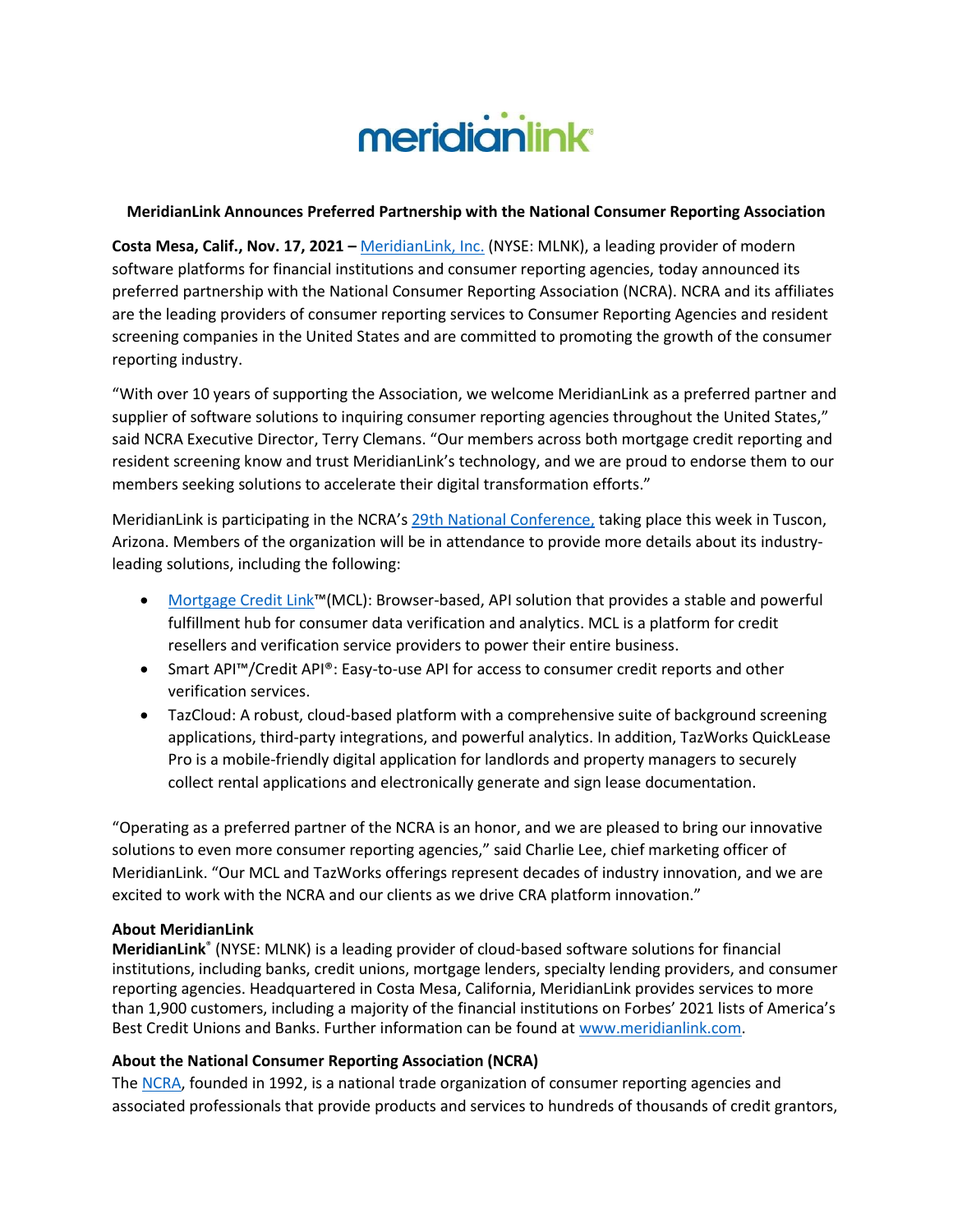meridianlink

**MeridianLink Announces Preferred Partnership with the National Consumer Reporting Association**

**Costa Mesa, Calif., Nov. 17, 2021 –** MeridianLink, Inc. (NYSE: MLNK), a leading provider of modern software platforms for financial institutions and consumer reporting agencies, today announced its preferred partnership with the National Consumer Reporting Association (NCRA). NCRA and its affiliates are the leading providers of consumer reporting services to Consumer Reporting Agencies and resident screening companies in the United States and are committed to promoting the growth of the consumer reporting industry.

"With over 10 years of supporting the Association, we welcome MeridianLink as a preferred partner and supplier of software solutions to inquiring consumer reporting agencies throughout the United States," said NCRA Executive Director, Terry Clemans. "Our members across both mortgage credit reporting and resident screening know and trust MeridianLink's technology, and we are proud to endorse them to our members seeking solutions to accelerate their digital transformation efforts."

MeridianLink is participating in the NCRA's 29th National Conference, taking place this week in Tuscon, Arizona. Members of the organization will be in attendance to provide more details about its industry-leading solutions, including the following:

- Mortgage Credit Link™(MCL): Browser-based, API solution that provides a stable and powerful fulfillment hub for consumer data verification and analytics. MCL is a platform for credit resellers and verification service providers to power their entire business.
- Smart API™/Credit API®: Easy-to-use API for access to consumer credit reports and other verification services.
- TazCloud: A robust, cloud-based platform with a comprehensive suite of background screening applications, third-party integrations, and powerful analytics. In addition, TazWorks QuickLease Pro is a mobile-friendly digital application for landlords and property managers to securely collect rental applications and electronically generate and sign lease documentation.

"Operating as a preferred partner of the NCRA is an honor, and we are pleased to bring our innovative solutions to even more consumer reporting agencies," said Charlie Lee, chief marketing officer of MeridianLink. "Our MCL and TazWorks offerings represent decades of industry innovation, and we are excited to work with the NCRA and our clients as we drive CRA platform innovation."

**About MeridianLink**

**MeridianLink®** (NYSE: MLNK) is a leading provider of cloud-based software solutions for financial institutions, including banks, credit unions, mortgage lenders, specialty lending providers, and consumer reporting agencies. Headquartered in Costa Mesa, California, MeridianLink provides services to more than 1,900 customers, including a majority of the financial institutions on Forbes' 2021 lists of America's Best Credit Unions and Banks. Further information can be found at www.meridianlink.com.

**About the National Consumer Reporting Association (NCRA)**

The NCRA, founded in 1992, is a national trade organization of consumer reporting agencies and associated professionals that provide products and services to hundreds of thousands of credit grantors,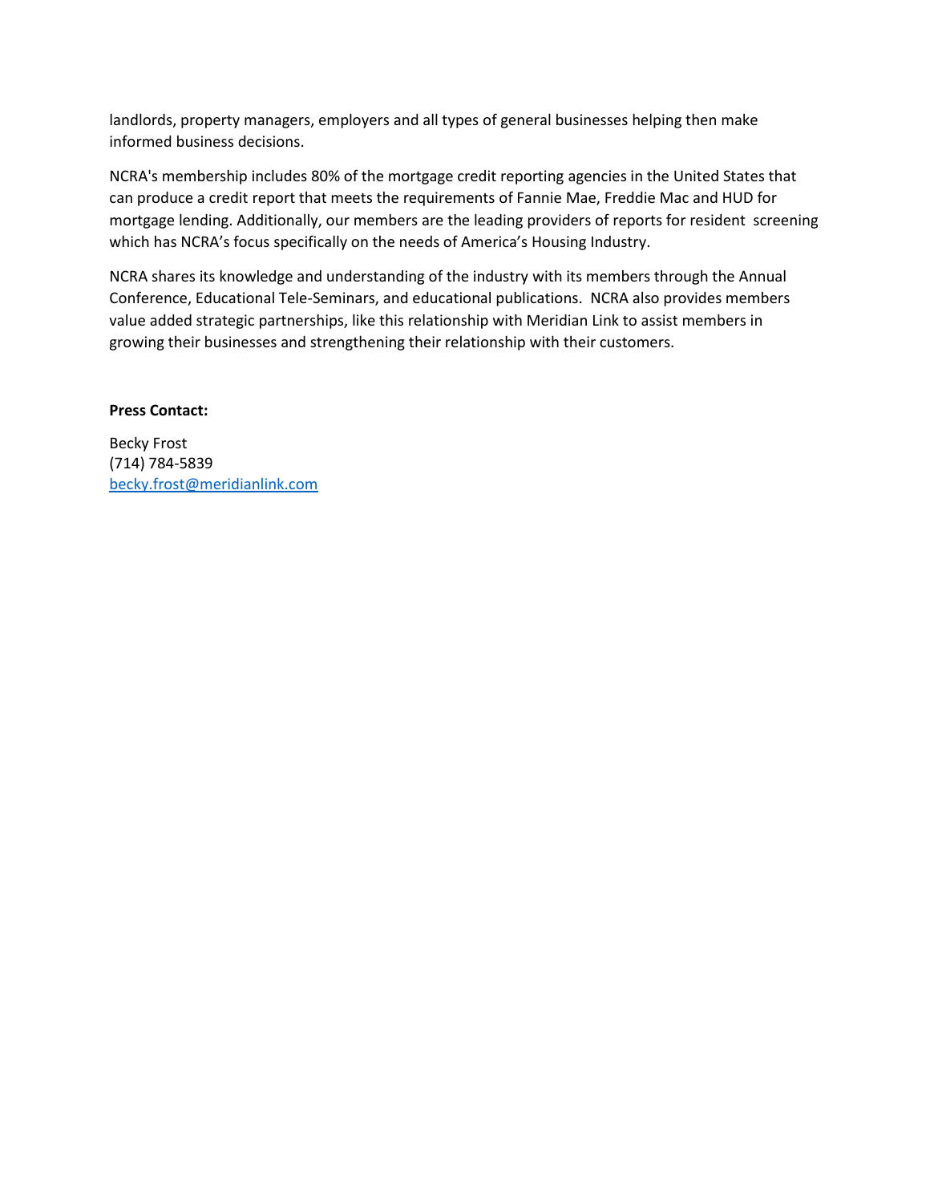landlords, property managers, employers and all types of general businesses helping then make informed business decisions.

NCRA's membership includes 80% of the mortgage credit reporting agencies in the United States that can produce a credit report that meets the requirements of Fannie Mae, Freddie Mac and HUD for mortgage lending. Additionally, our members are the leading providers of reports for resident screening which has NCRA's focus specifically on the needs of America's Housing Industry.

NCRA shares its knowledge and understanding of the industry with its members through the Annual Conference, Educational Tele-Seminars, and educational publications. NCRA also provides members value added strategic partnerships, like this relationship with Meridian Link to assist members in growing their businesses and strengthening their relationship with their customers.

**Press Contact:**

Becky Frost
(714) 784-5839
becky.frost@meridianlink.com